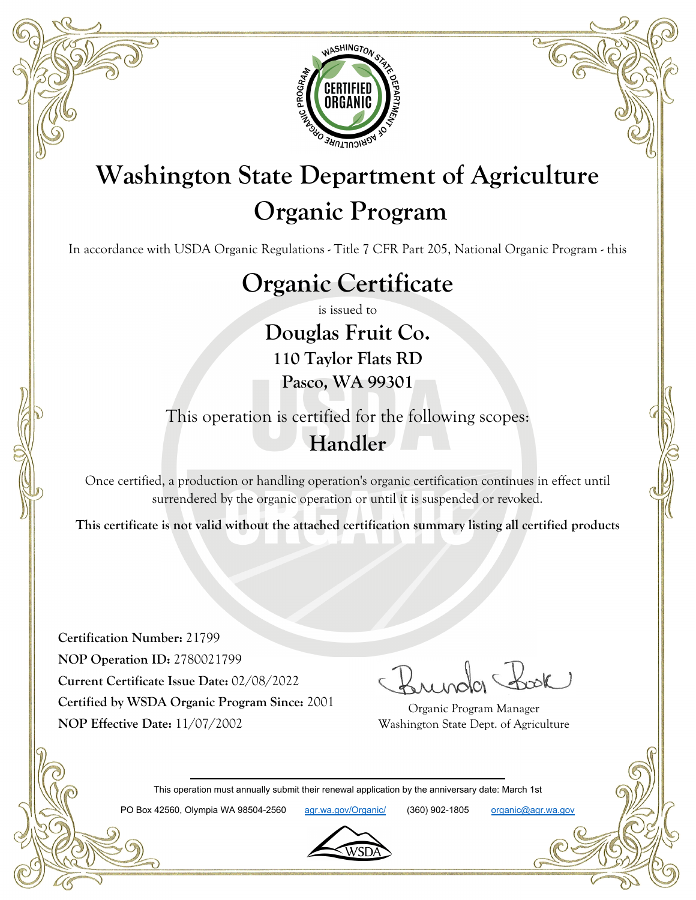# Washington State Department of Agriculture
# Organic Program

In accordance with USDA Organic Regulations - Title 7 CFR Part 205, National Organic Program - this

## Organic Certificate

is issued to

### Douglas Fruit Co.

**110 Taylor Flats RD**

**Pasco, WA 99301**

This operation is certified for the following scopes:

### Handler

Once certified, a production or handling operation's organic certification continues in effect until surrendered by the organic operation or until it is suspended or revoked.

**This certificate is not valid without the attached certification summary listing all certified products**

**Certification Number:** 21799
**NOP Operation ID:** 2780021799
**Current Certificate Issue Date:** 02/08/2022
**Certified by WSDA Organic Program Since:** 2001
**NOP Effective Date:** 11/07/2002

Organic Program Manager
Washington State Dept. of Agriculture

This operation must annually submit their renewal application by the anniversary date: March 1st

PO Box 42560, Olympia WA 98504-2560 agr.wa.gov/Organic/ (360) 902-1805 organic@agr.wa.gov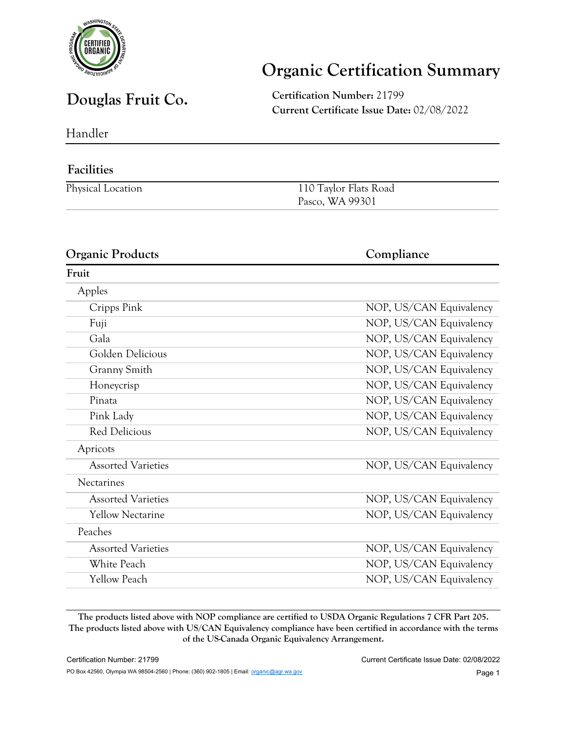# Organic Certification Summary

## Douglas Fruit Co.

**Certification Number:** 21799
**Current Certificate Issue Date:** 02/08/2022

Handler

### Facilities

| | |
|---|---|
| Physical Location | 110 Taylor Flats Road<br>Pasco, WA 99301 |

### Organic Products

| Organic Products | Compliance |
|---|---|
| **Fruit** | |
| Apples | |
| Cripps Pink | NOP, US/CAN Equivalency |
| Fuji | NOP, US/CAN Equivalency |
| Gala | NOP, US/CAN Equivalency |
| Golden Delicious | NOP, US/CAN Equivalency |
| Granny Smith | NOP, US/CAN Equivalency |
| Honeycrisp | NOP, US/CAN Equivalency |
| Pinata | NOP, US/CAN Equivalency |
| Pink Lady | NOP, US/CAN Equivalency |
| Red Delicious | NOP, US/CAN Equivalency |
| Apricots | |
| Assorted Varieties | NOP, US/CAN Equivalency |
| Nectarines | |
| Assorted Varieties | NOP, US/CAN Equivalency |
| Yellow Nectarine | NOP, US/CAN Equivalency |
| Peaches | |
| Assorted Varieties | NOP, US/CAN Equivalency |
| White Peach | NOP, US/CAN Equivalency |
| Yellow Peach | NOP, US/CAN Equivalency |

**The products listed above with NOP compliance are certified to USDA Organic Regulations 7 CFR Part 205. The products listed above with US/CAN Equivalency compliance have been certified in accordance with the terms of the US-Canada Organic Equivalency Arrangement.**

PO Box 42560, Olympia WA 98504-2560 | Phone: (360) 902-1805 | Email: organic@agr.wa.gov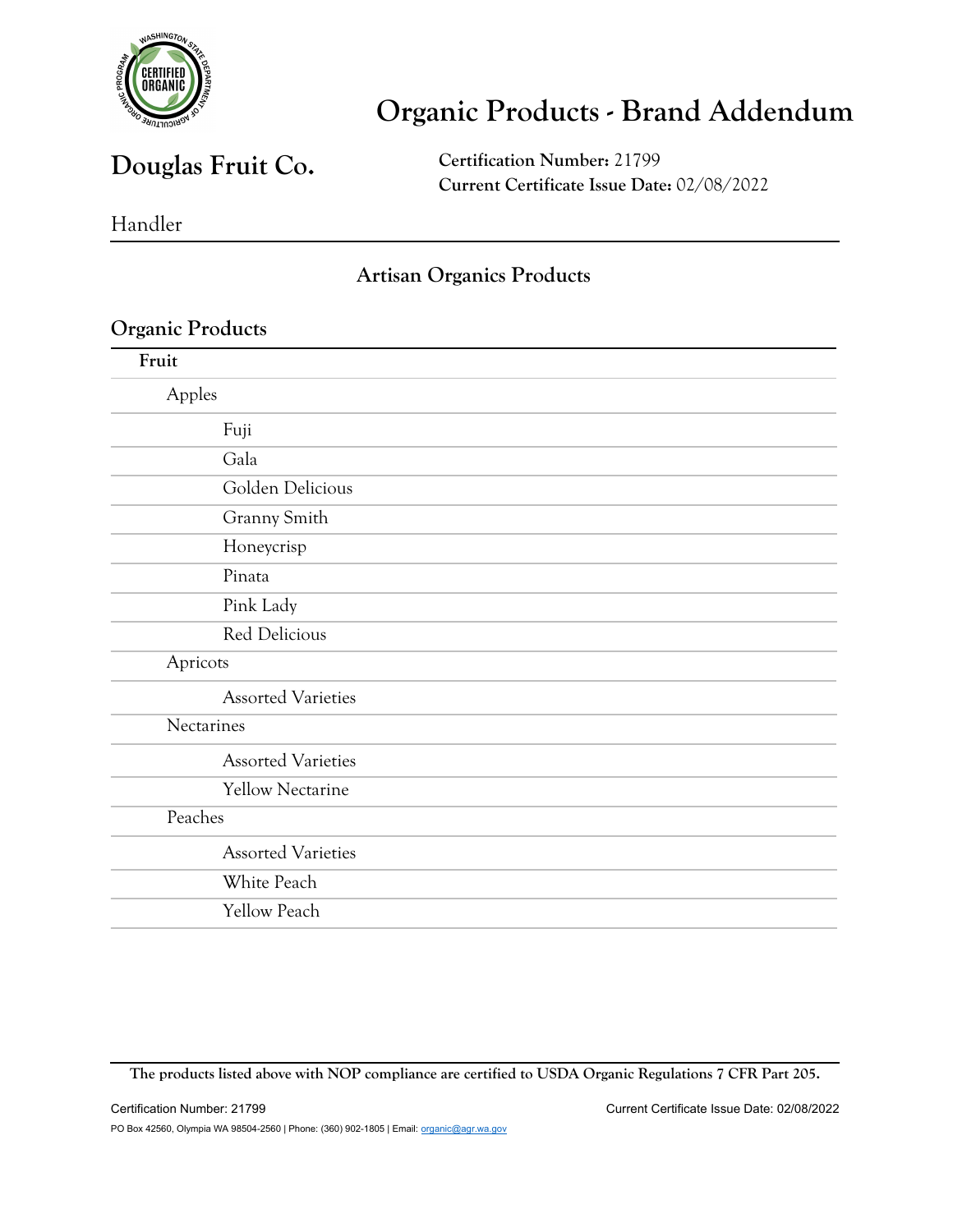# Organic Products - Brand Addendum

## Douglas Fruit Co.

**Certification Number:** 21799
**Current Certificate Issue Date:** 02/08/2022

Handler

### Artisan Organics Products

### Organic Products

**Fruit**

- Apples
  - Fuji
  - Gala
  - Golden Delicious
  - Granny Smith
  - Honeycrisp
  - Pinata
  - Pink Lady
  - Red Delicious
- Apricots
  - Assorted Varieties
- Nectarines
  - Assorted Varieties
  - Yellow Nectarine
- Peaches
  - Assorted Varieties
  - White Peach
  - Yellow Peach

**The products listed above with NOP compliance are certified to USDA Organic Regulations 7 CFR Part 205.**

PO Box 42560, Olympia WA 98504-2560 | Phone: (360) 902-1805 | Email: organic@agr.wa.gov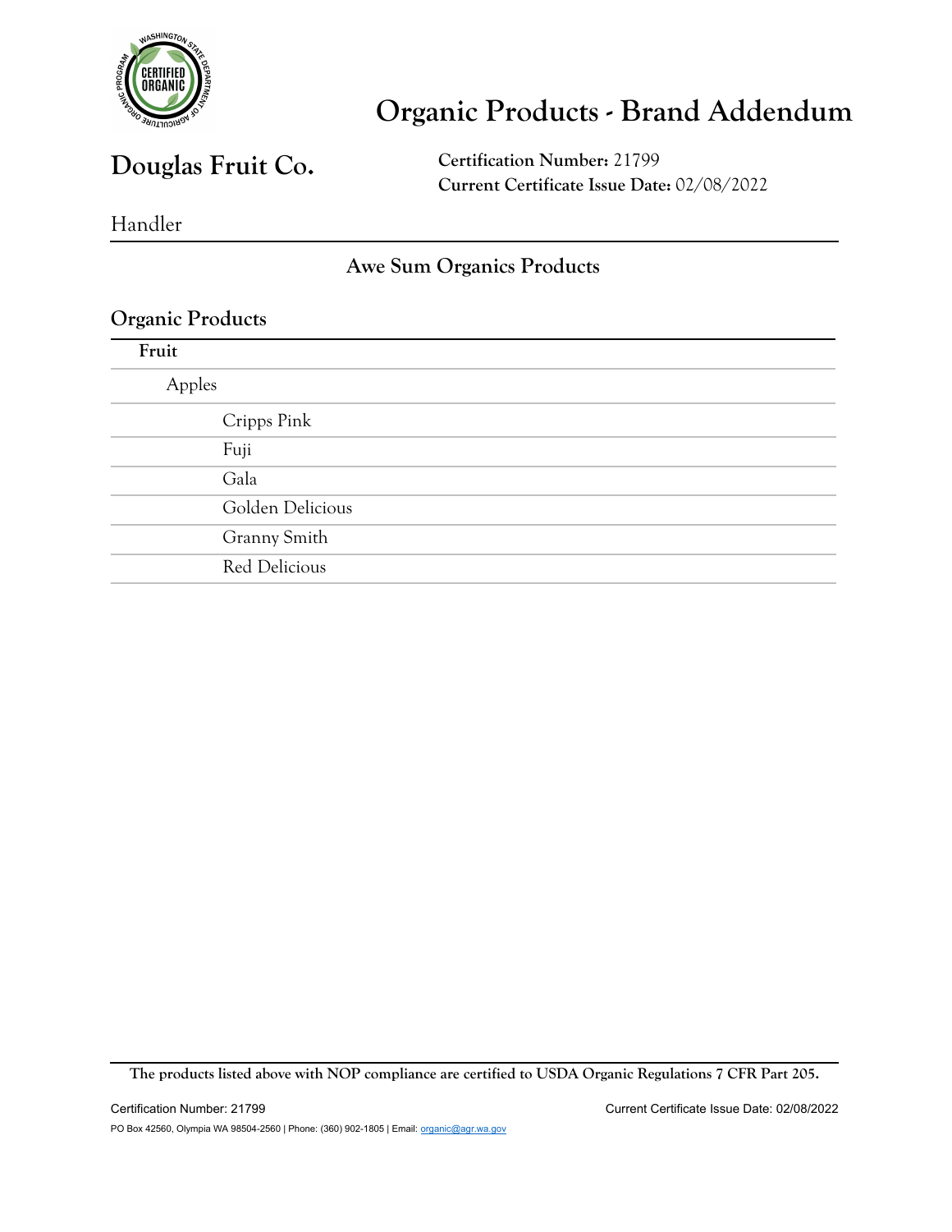# Organic Products - Brand Addendum

## Douglas Fruit Co.

**Certification Number:** 21799
**Current Certificate Issue Date:** 02/08/2022

Handler

### Awe Sum Organics Products

### Organic Products

**Fruit**

- Apples
  - Cripps Pink
  - Fuji
  - Gala
  - Golden Delicious
  - Granny Smith
  - Red Delicious

**The products listed above with NOP compliance are certified to USDA Organic Regulations 7 CFR Part 205.**

Certification Number: 21799 Current Certificate Issue Date: 02/08/2022

PO Box 42560, Olympia WA 98504-2560 | Phone: (360) 902-1805 | Email: organic@agr.wa.gov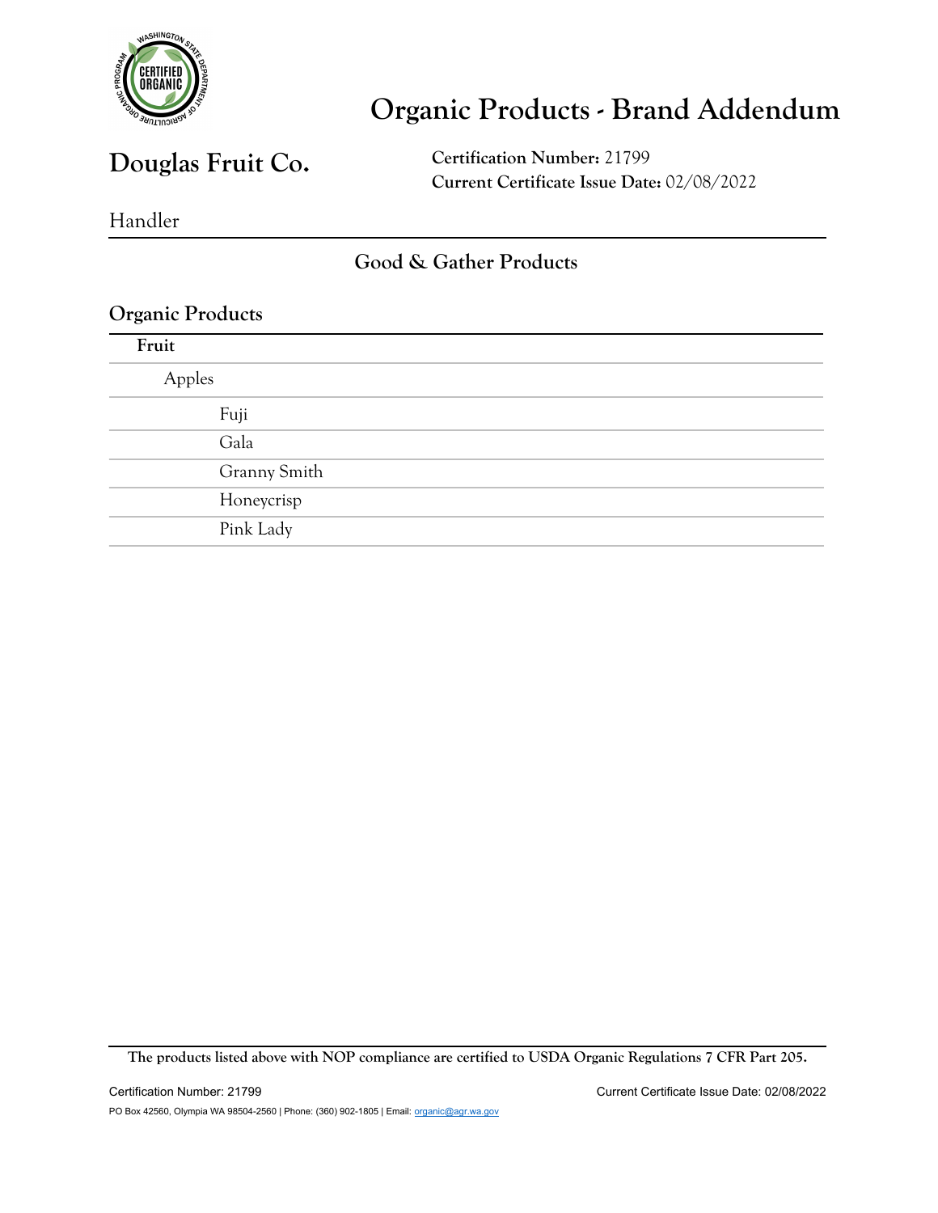# Organic Products - Brand Addendum

## Douglas Fruit Co.

**Certification Number:** 21799
**Current Certificate Issue Date:** 02/08/2022

Handler

### Good & Gather Products

### Organic Products

**Fruit**

- Apples
  - Fuji
  - Gala
  - Granny Smith
  - Honeycrisp
  - Pink Lady

**The products listed above with NOP compliance are certified to USDA Organic Regulations 7 CFR Part 205.**

Certification Number: 21799 Current Certificate Issue Date: 02/08/2022

PO Box 42560, Olympia WA 98504-2560 | Phone: (360) 902-1805 | Email: organic@agr.wa.gov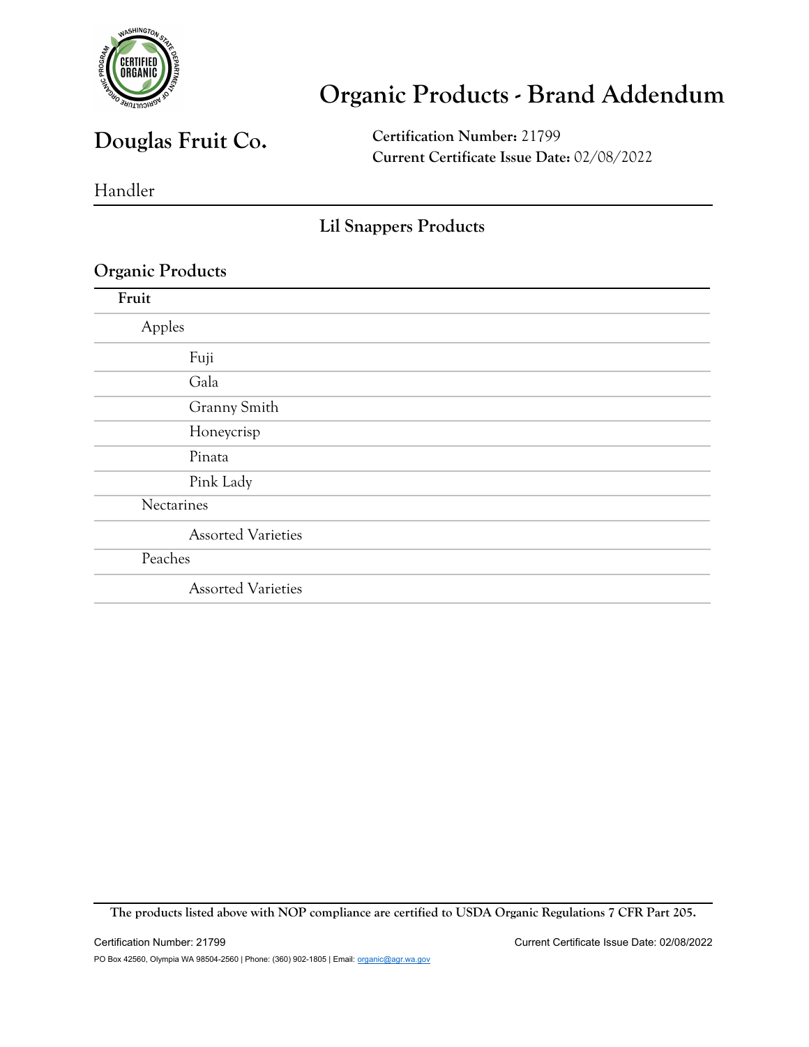# Organic Products - Brand Addendum

## Douglas Fruit Co.

**Certification Number:** 21799
**Current Certificate Issue Date:** 02/08/2022

Handler

### Lil Snappers Products

### Organic Products

**Fruit**

- Apples
  - Fuji
  - Gala
  - Granny Smith
  - Honeycrisp
  - Pinata
  - Pink Lady
- Nectarines
  - Assorted Varieties
- Peaches
  - Assorted Varieties

**The products listed above with NOP compliance are certified to USDA Organic Regulations 7 CFR Part 205.**

PO Box 42560, Olympia WA 98504-2560 | Phone: (360) 902-1805 | Email: organic@agr.wa.gov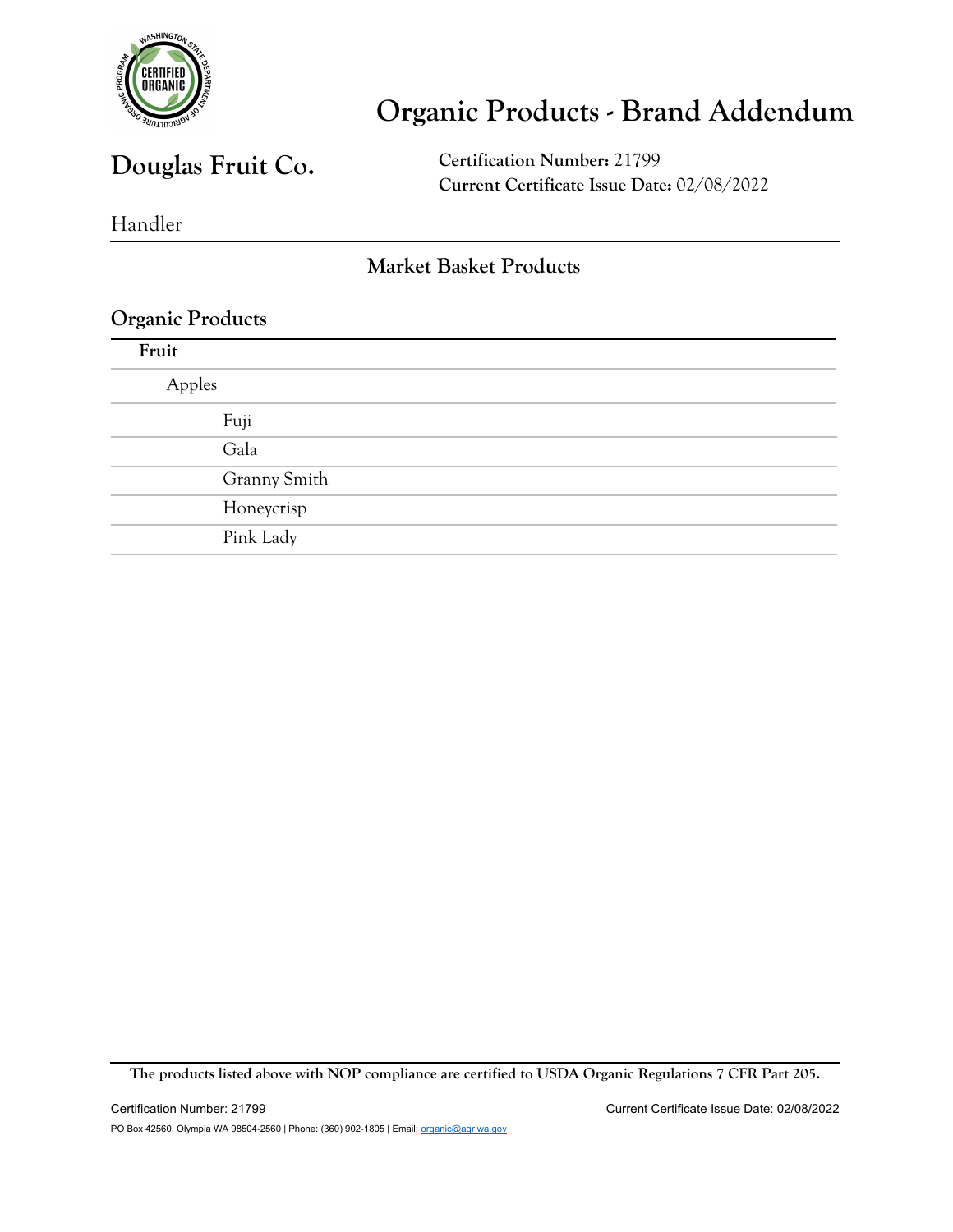# Organic Products - Brand Addendum

## Douglas Fruit Co.

**Certification Number:** 21799
**Current Certificate Issue Date:** 02/08/2022

Handler

### Market Basket Products

### Organic Products

**Fruit**

- Apples
  - Fuji
  - Gala
  - Granny Smith
  - Honeycrisp
  - Pink Lady

**The products listed above with NOP compliance are certified to USDA Organic Regulations 7 CFR Part 205.**

Certification Number: 21799 Current Certificate Issue Date: 02/08/2022

PO Box 42560, Olympia WA 98504-2560 | Phone: (360) 902-1805 | Email: organic@agr.wa.gov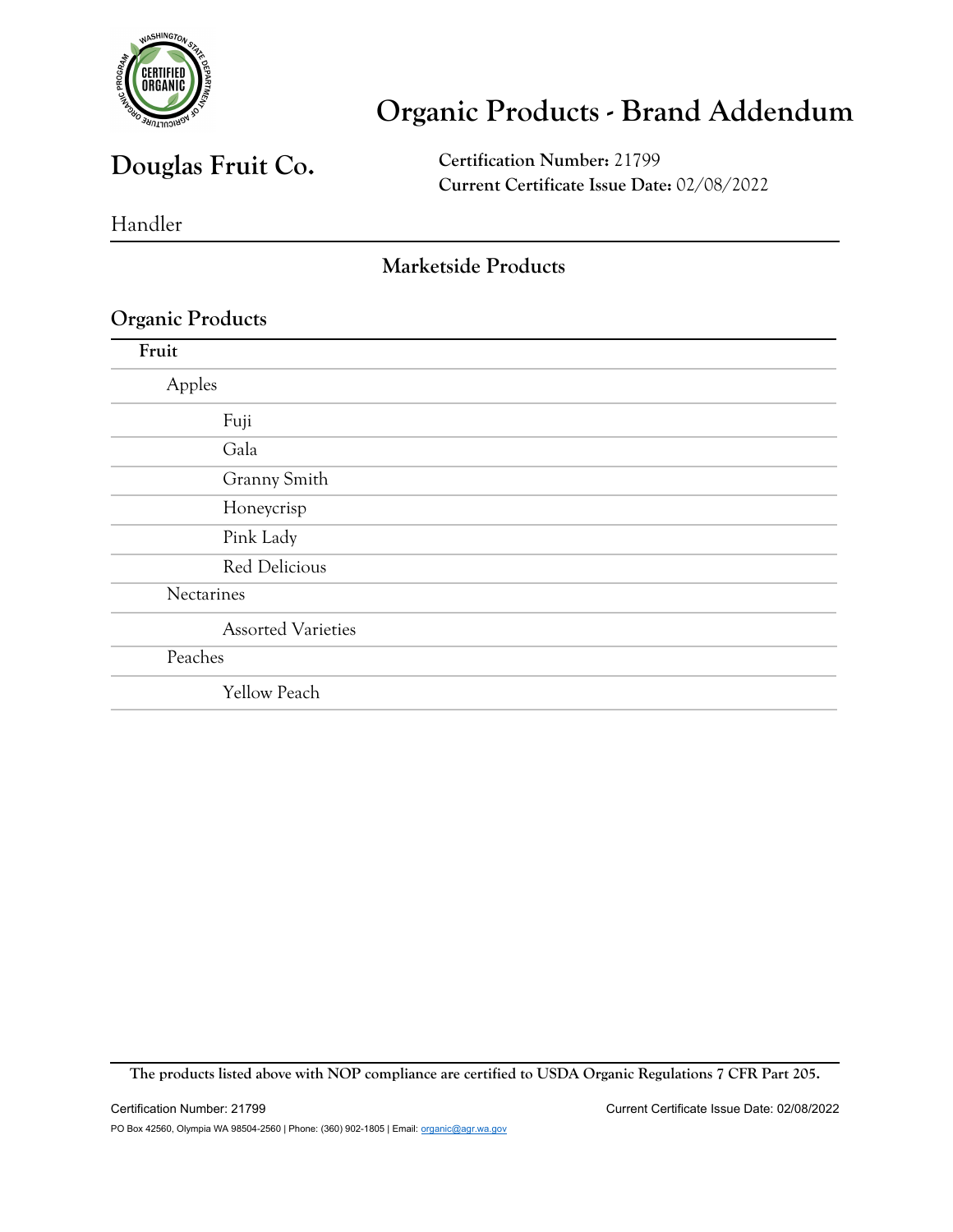# Organic Products - Brand Addendum

## Douglas Fruit Co.

**Certification Number:** 21799
**Current Certificate Issue Date:** 02/08/2022

Handler

### Marketside Products

### Organic Products

**Fruit**

- Apples
  - Fuji
  - Gala
  - Granny Smith
  - Honeycrisp
  - Pink Lady
  - Red Delicious
- Nectarines
  - Assorted Varieties
- Peaches
  - Yellow Peach

**The products listed above with NOP compliance are certified to USDA Organic Regulations 7 CFR Part 205.**

Certification Number: 21799 Current Certificate Issue Date: 02/08/2022

PO Box 42560, Olympia WA 98504-2560 | Phone: (360) 902-1805 | Email: organic@agr.wa.gov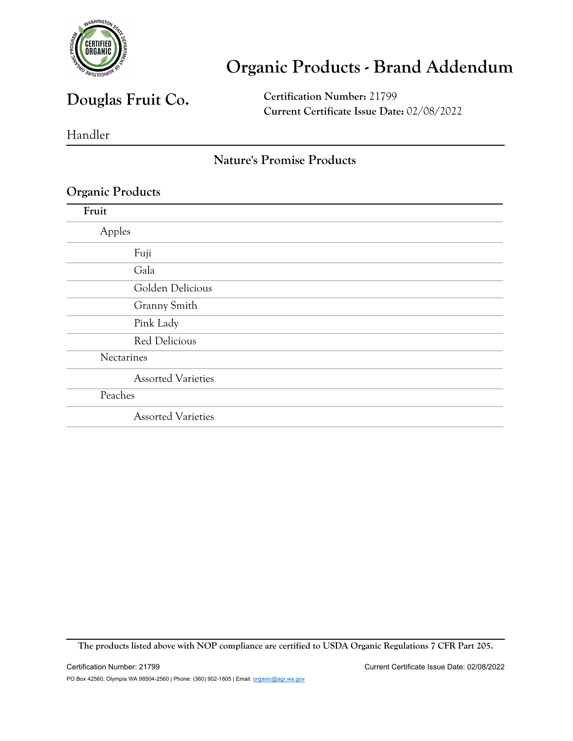# Organic Products - Brand Addendum

## Douglas Fruit Co.

**Certification Number:** 21799
**Current Certificate Issue Date:** 02/08/2022

Handler

### Nature's Promise Products

### Organic Products

**Fruit**

- Apples
  - Fuji
  - Gala
  - Golden Delicious
  - Granny Smith
  - Pink Lady
  - Red Delicious
- Nectarines
  - Assorted Varieties
- Peaches
  - Assorted Varieties

**The products listed above with NOP compliance are certified to USDA Organic Regulations 7 CFR Part 205.**

Certification Number: 21799 Current Certificate Issue Date: 02/08/2022

PO Box 42560, Olympia WA 98504-2560 | Phone: (360) 902-1805 | Email: organic@agr.wa.gov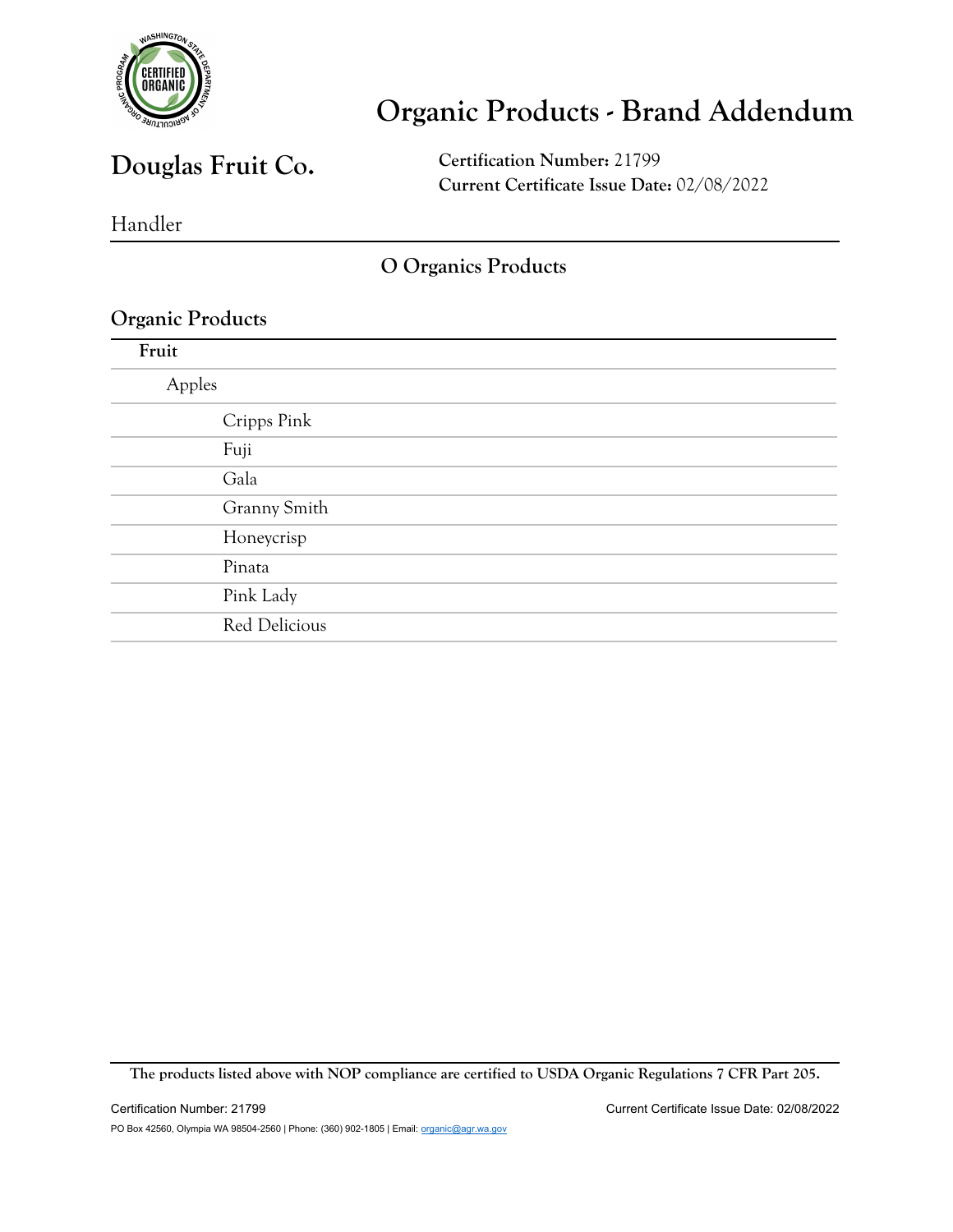# Organic Products - Brand Addendum

## Douglas Fruit Co.

**Certification Number:** 21799
**Current Certificate Issue Date:** 02/08/2022

Handler

### O Organics Products

### Organic Products

**Fruit**

- Apples
  - Cripps Pink
  - Fuji
  - Gala
  - Granny Smith
  - Honeycrisp
  - Pinata
  - Pink Lady
  - Red Delicious

**The products listed above with NOP compliance are certified to USDA Organic Regulations 7 CFR Part 205.**

Certification Number: 21799 Current Certificate Issue Date: 02/08/2022

PO Box 42560, Olympia WA 98504-2560 | Phone: (360) 902-1805 | Email: organic@agr.wa.gov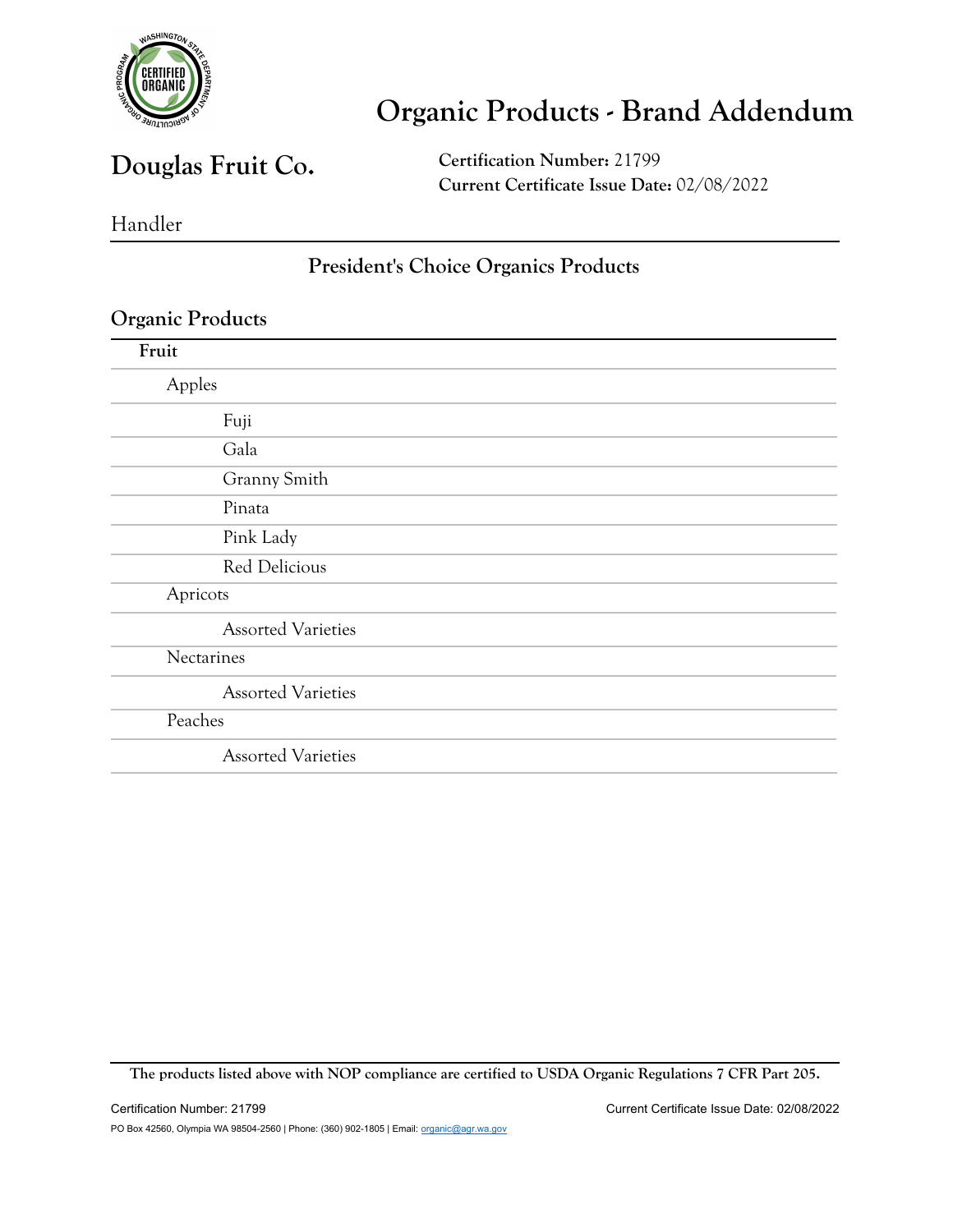# Organic Products - Brand Addendum

## Douglas Fruit Co.

**Certification Number:** 21799
**Current Certificate Issue Date:** 02/08/2022

Handler

### President's Choice Organics Products

### Organic Products

**Fruit**

- Apples
  - Fuji
  - Gala
  - Granny Smith
  - Pinata
  - Pink Lady
  - Red Delicious
- Apricots
  - Assorted Varieties
- Nectarines
  - Assorted Varieties
- Peaches
  - Assorted Varieties

**The products listed above with NOP compliance are certified to USDA Organic Regulations 7 CFR Part 205.**

Certification Number: 21799 | Current Certificate Issue Date: 02/08/2022

PO Box 42560, Olympia WA 98504-2560 | Phone: (360) 902-1805 | Email: organic@agr.wa.gov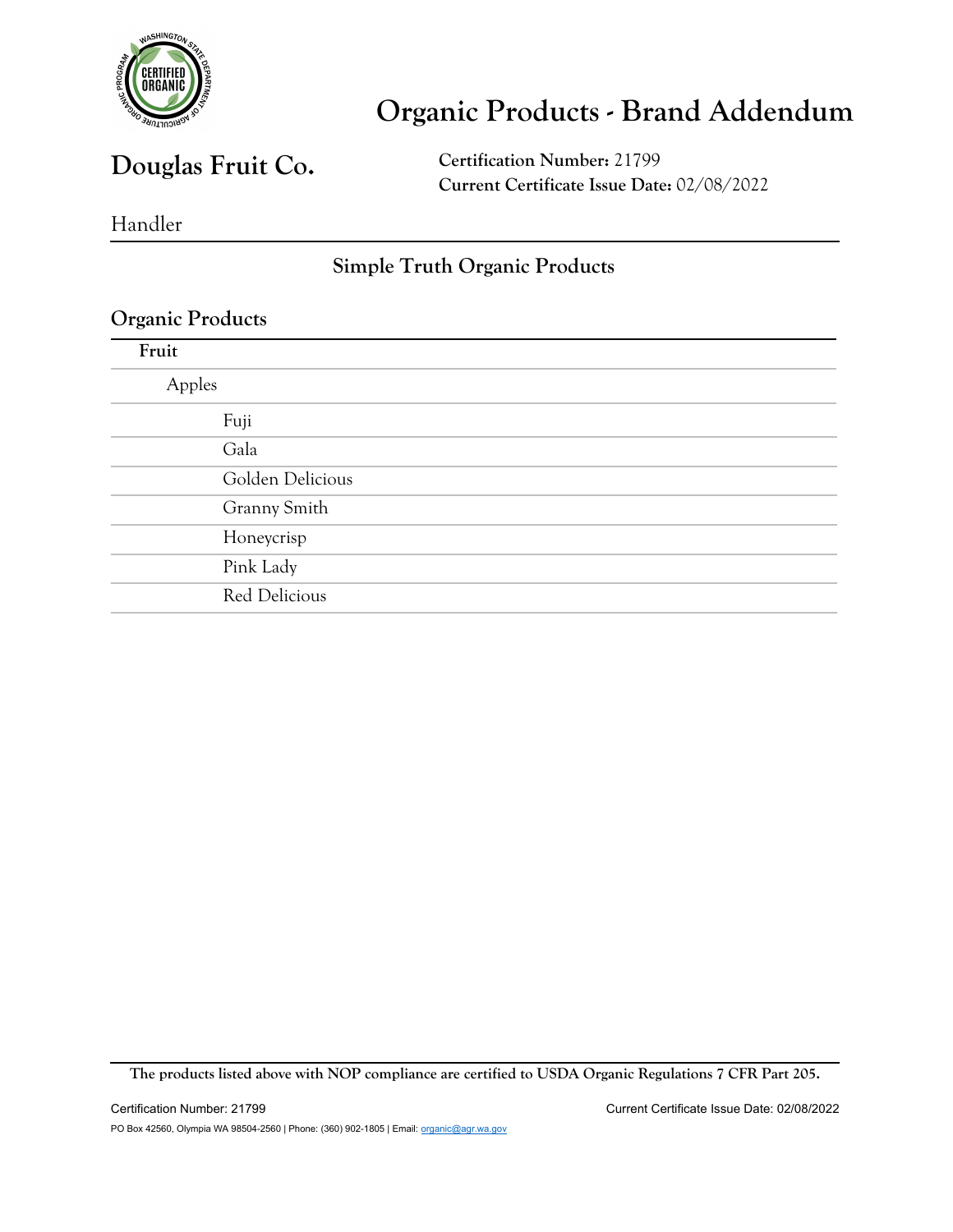# Organic Products - Brand Addendum

## Douglas Fruit Co.

**Certification Number:** 21799
**Current Certificate Issue Date:** 02/08/2022

Handler

### Simple Truth Organic Products

### Organic Products

**Fruit**

- Apples
  - Fuji
  - Gala
  - Golden Delicious
  - Granny Smith
  - Honeycrisp
  - Pink Lady
  - Red Delicious

**The products listed above with NOP compliance are certified to USDA Organic Regulations 7 CFR Part 205.**

Certification Number: 21799 Current Certificate Issue Date: 02/08/2022

PO Box 42560, Olympia WA 98504-2560 | Phone: (360) 902-1805 | Email: organic@agr.wa.gov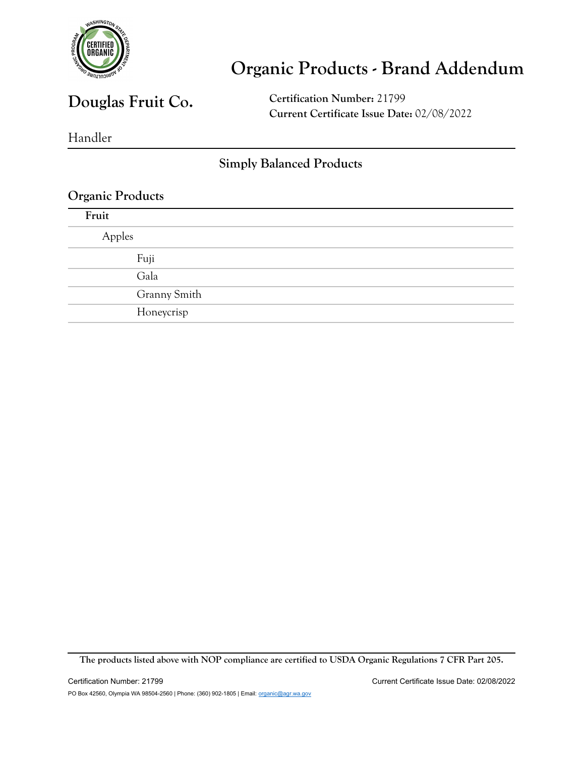# Organic Products - Brand Addendum

## Douglas Fruit Co.

**Certification Number:** 21799
**Current Certificate Issue Date:** 02/08/2022

Handler

### Simply Balanced Products

### Organic Products

**Fruit**

- Apples
  - Fuji
  - Gala
  - Granny Smith
  - Honeycrisp

**The products listed above with NOP compliance are certified to USDA Organic Regulations 7 CFR Part 205.**

Certification Number: 21799 | Current Certificate Issue Date: 02/08/2022

PO Box 42560, Olympia WA 98504-2560 | Phone: (360) 902-1805 | Email: organic@agr.wa.gov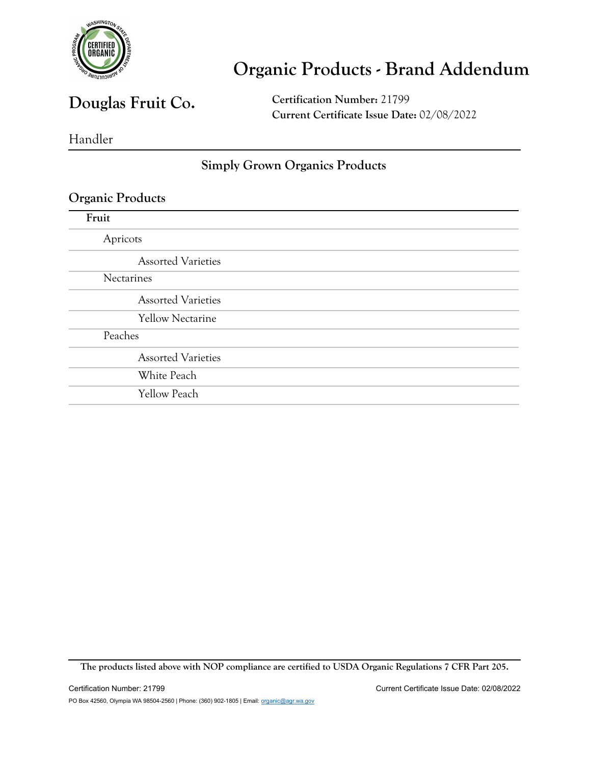# Organic Products - Brand Addendum

## Douglas Fruit Co.

**Certification Number:** 21799
**Current Certificate Issue Date:** 02/08/2022

Handler

### Simply Grown Organics Products

### Organic Products

**Fruit**

- Apricots
  - Assorted Varieties
- Nectarines
  - Assorted Varieties
  - Yellow Nectarine
- Peaches
  - Assorted Varieties
  - White Peach
  - Yellow Peach

**The products listed above with NOP compliance are certified to USDA Organic Regulations 7 CFR Part 205.**

Certification Number: 21799    Current Certificate Issue Date: 02/08/2022

PO Box 42560, Olympia WA 98504-2560 | Phone: (360) 902-1805 | Email: organic@agr.wa.gov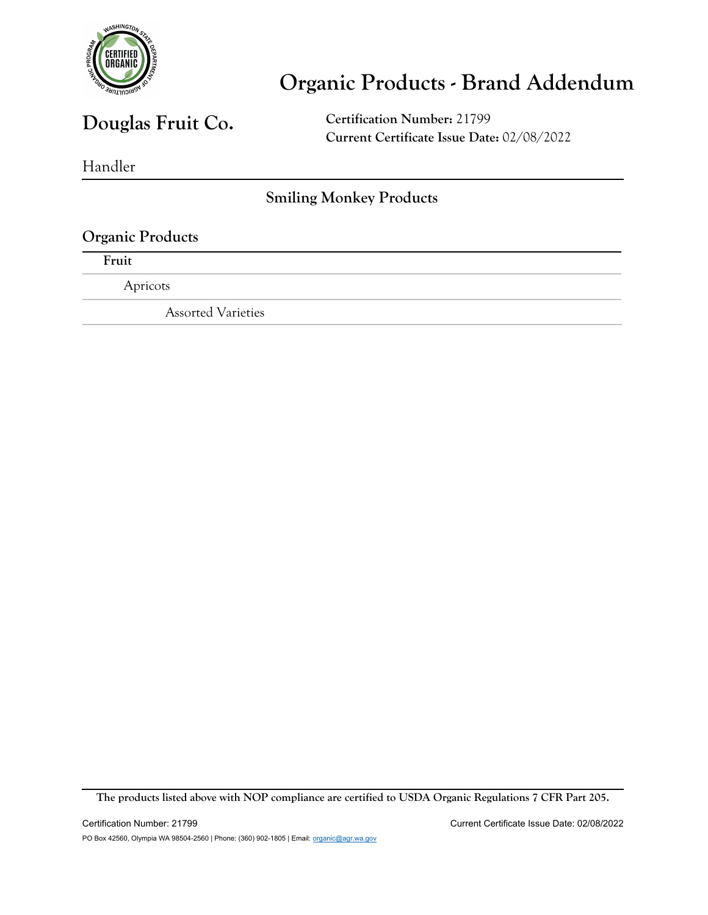# Organic Products - Brand Addendum

## Douglas Fruit Co.

**Certification Number:** 21799
**Current Certificate Issue Date:** 02/08/2022

Handler

### Smiling Monkey Products

### Organic Products

**Fruit**

- Apricots
  - Assorted Varieties

**The products listed above with NOP compliance are certified to USDA Organic Regulations 7 CFR Part 205.**

Certification Number: 21799

Current Certificate Issue Date: 02/08/2022

PO Box 42560, Olympia WA 98504-2560 | Phone: (360) 902-1805 | Email: organic@agr.wa.gov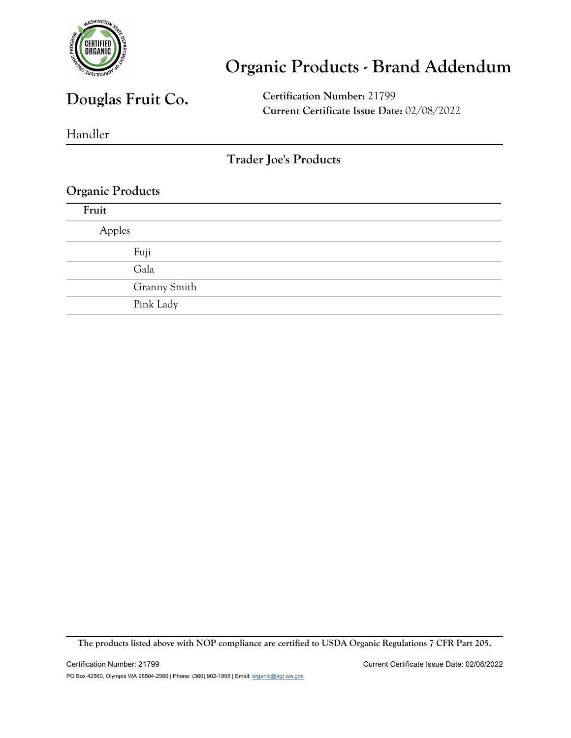# Organic Products - Brand Addendum

## Douglas Fruit Co.

**Certification Number:** 21799
**Current Certificate Issue Date:** 02/08/2022

Handler

### Trader Joe's Products

### Organic Products

**Fruit**

- Apples
  - Fuji
  - Gala
  - Granny Smith
  - Pink Lady

**The products listed above with NOP compliance are certified to USDA Organic Regulations 7 CFR Part 205.**

Certification Number: 21799 Current Certificate Issue Date: 02/08/2022

PO Box 42560, Olympia WA 98504-2560 | Phone: (360) 902-1805 | Email: organic@agr.wa.gov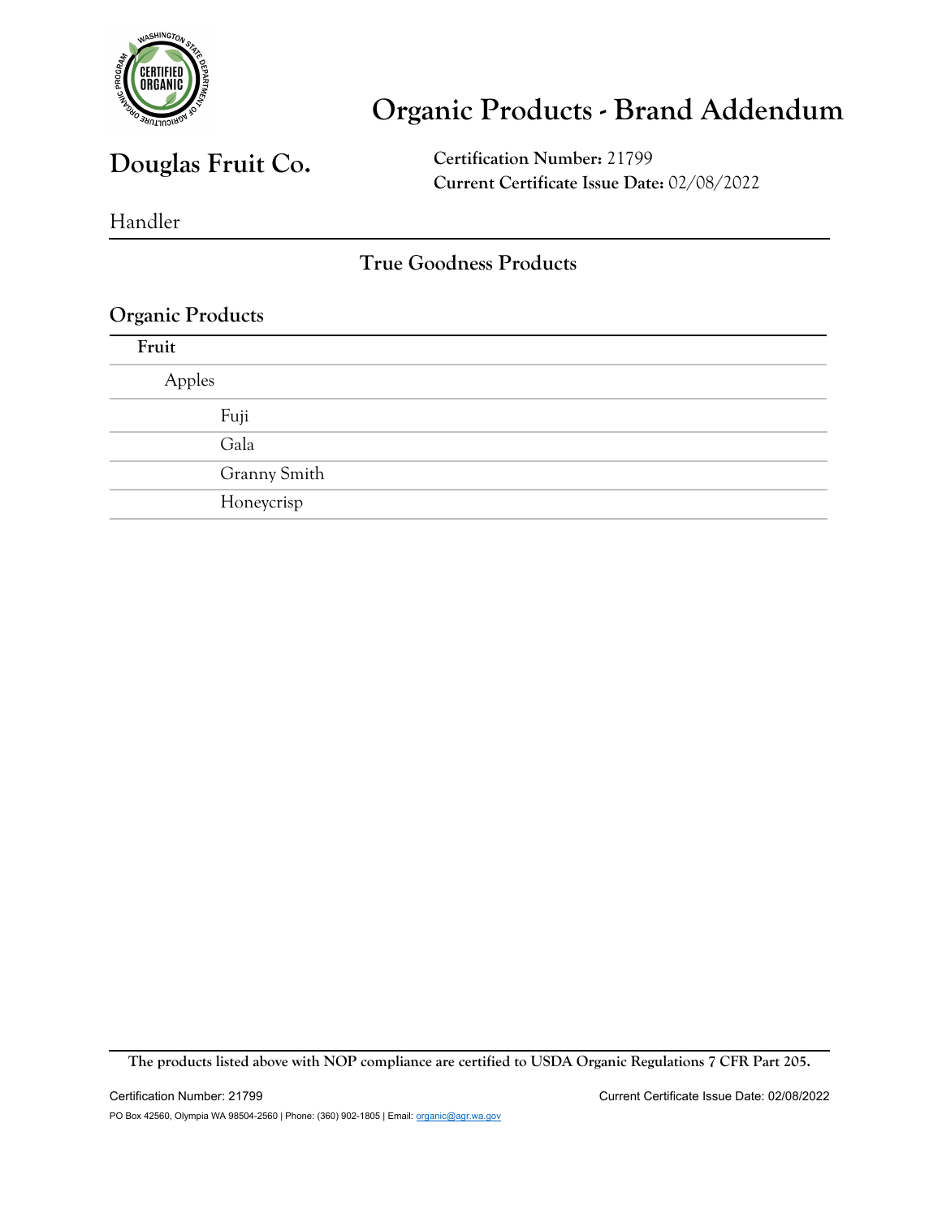# Organic Products - Brand Addendum

## Douglas Fruit Co.

**Certification Number:** 21799
**Current Certificate Issue Date:** 02/08/2022

Handler

### True Goodness Products

### Organic Products

**Fruit**

- Apples
  - Fuji
  - Gala
  - Granny Smith
  - Honeycrisp

**The products listed above with NOP compliance are certified to USDA Organic Regulations 7 CFR Part 205.**

Certification Number: 21799 Current Certificate Issue Date: 02/08/2022

PO Box 42560, Olympia WA 98504-2560 | Phone: (360) 902-1805 | Email: organic@agr.wa.gov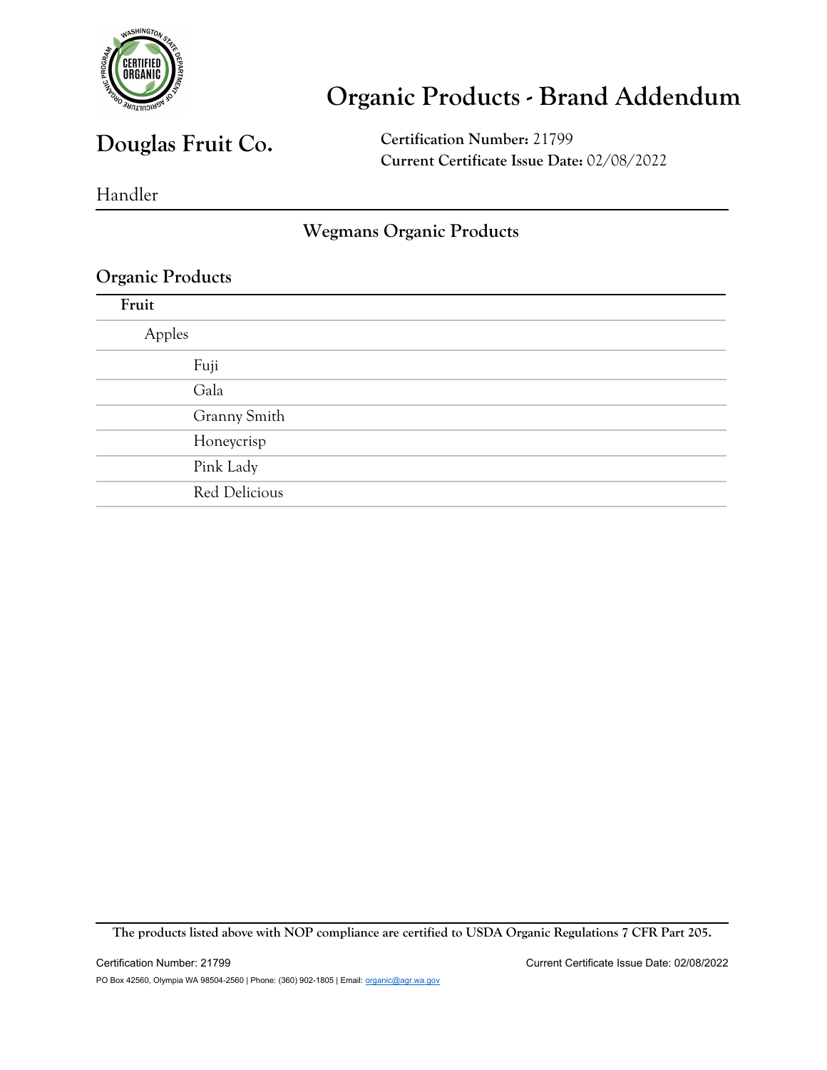# Organic Products - Brand Addendum

## Douglas Fruit Co.

**Certification Number:** 21799
**Current Certificate Issue Date:** 02/08/2022

Handler

### Wegmans Organic Products

### Organic Products

**Fruit**

- Apples
  - Fuji
  - Gala
  - Granny Smith
  - Honeycrisp
  - Pink Lady
  - Red Delicious

**The products listed above with NOP compliance are certified to USDA Organic Regulations 7 CFR Part 205.**

Certification Number: 21799 Current Certificate Issue Date: 02/08/2022

PO Box 42560, Olympia WA 98504-2560 | Phone: (360) 902-1805 | Email: organic@agr.wa.gov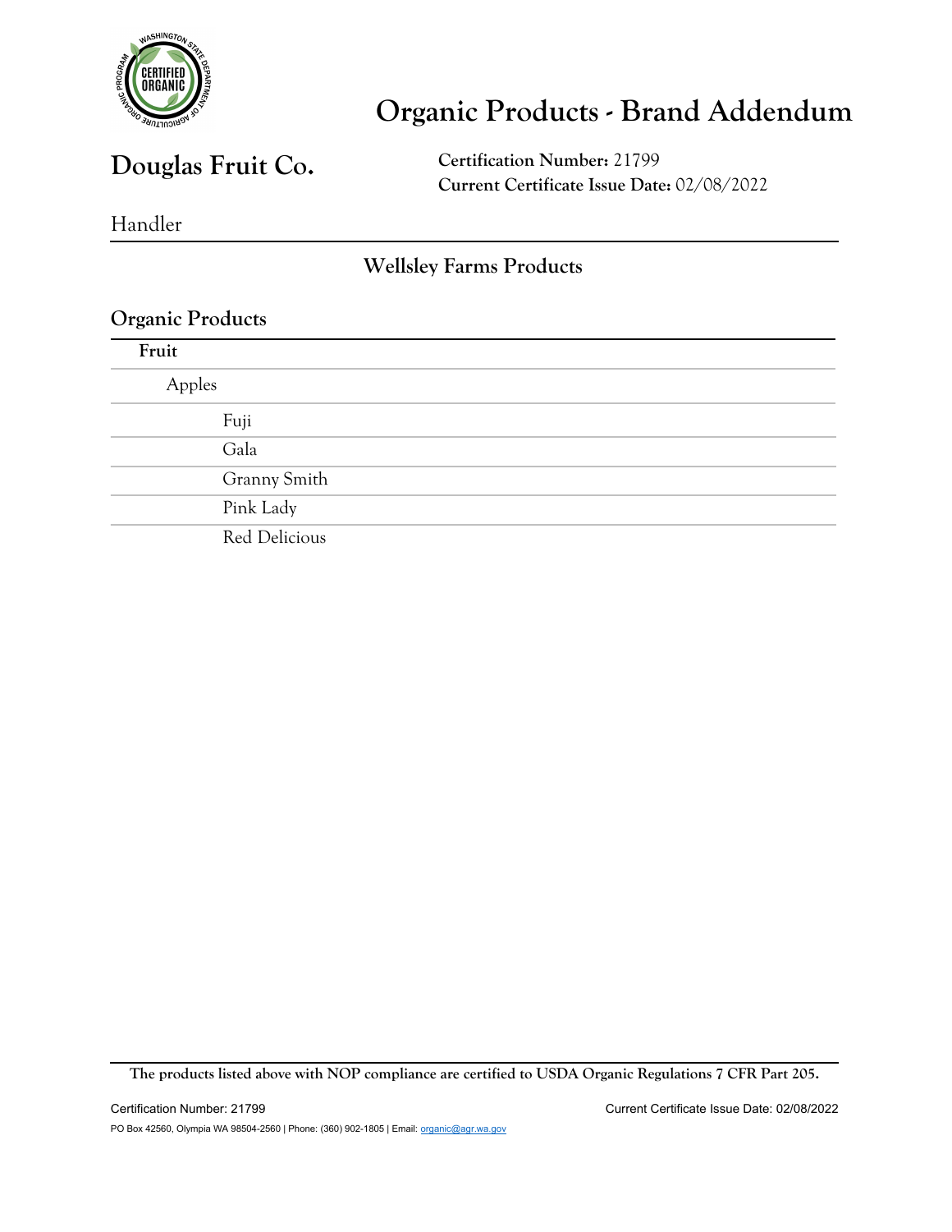# Organic Products - Brand Addendum

## Douglas Fruit Co.

**Certification Number:** 21799
**Current Certificate Issue Date:** 02/08/2022

Handler

### Wellsley Farms Products

### Organic Products

**Fruit**

- Apples
  - Fuji
  - Gala
  - Granny Smith
  - Pink Lady
  - Red Delicious

**The products listed above with NOP compliance are certified to USDA Organic Regulations 7 CFR Part 205.**

Certification Number: 21799 — Current Certificate Issue Date: 02/08/2022

PO Box 42560, Olympia WA 98504-2560 | Phone: (360) 902-1805 | Email: organic@agr.wa.gov